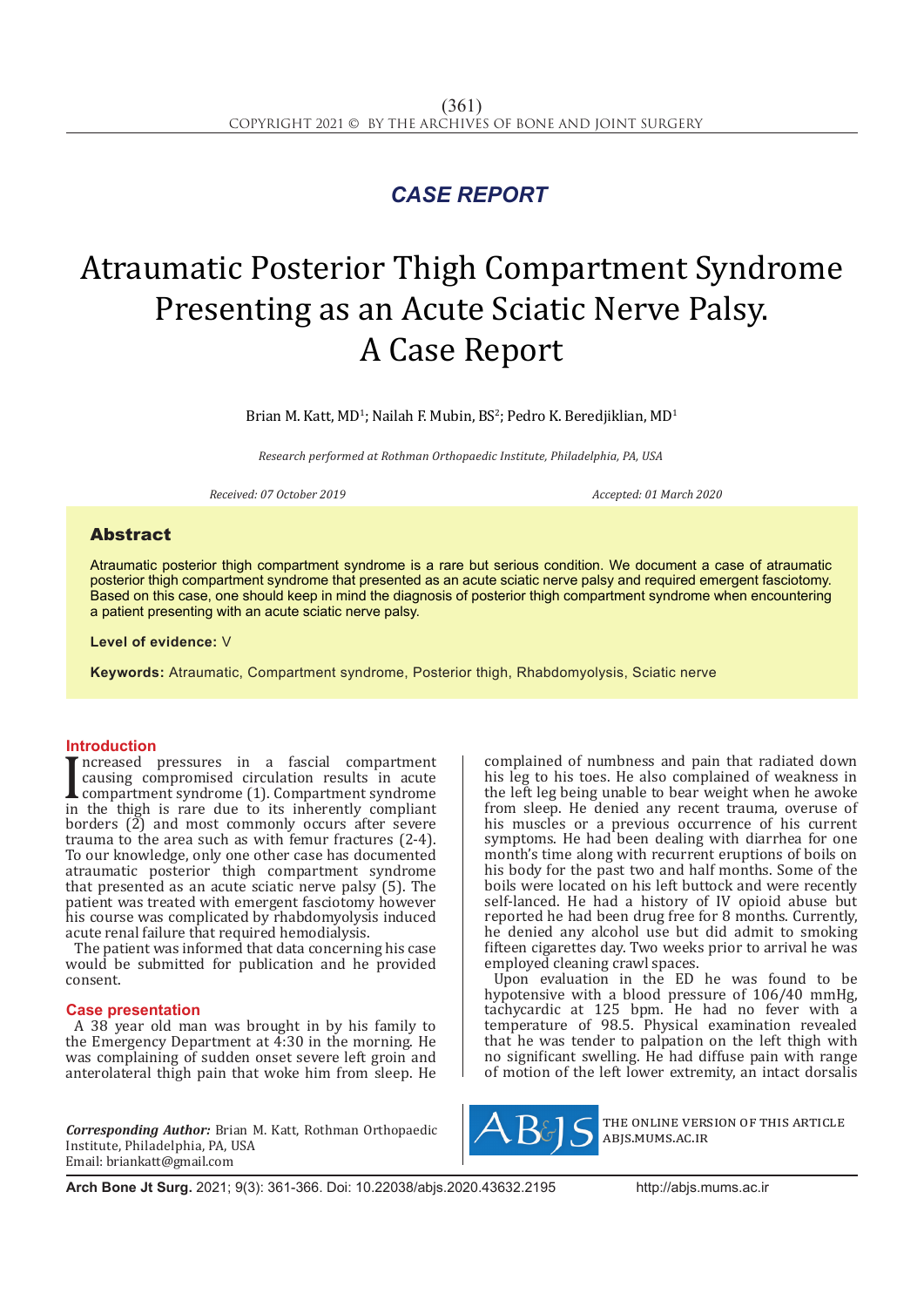*CASE REPORT*

# Atraumatic Posterior Thigh Compartment Syndrome Presenting as an Acute Sciatic Nerve Palsy. A Case Report

Brian M. Katt, MD[1]; Nailah F. Mubin, BS[2]; Pedro K. Beredjiklian, MD[1]

*Research performed at Rothman Orthopaedic Institute, Philadelphia, PA, USA*

*Received: 07 October 2019* *Accepted: 01 March 2020*

## Abstract

Atraumatic posterior thigh compartment syndrome is a rare but serious condition. We document a case of atraumatic posterior thigh compartment syndrome that presented as an acute sciatic nerve palsy and required emergent fasciotomy. Based on this case, one should keep in mind the diagnosis of posterior thigh compartment syndrome when encountering a patient presenting with an acute sciatic nerve palsy.

**Level of evidence:** V

**Keywords:** Atraumatic, Compartment syndrome, Posterior thigh, Rhabdomyolysis, Sciatic nerve

## Introduction

Increased pressures in a fascial compartment causing compromised circulation results in acute compartment syndrome (1). Compartment syndrome in the thigh is rare due to its inherently compliant borders (2) and most commonly occurs after severe trauma to the area such as with femur fractures (2-4). To our knowledge, only one other case has documented atraumatic posterior thigh compartment syndrome that presented as an acute sciatic nerve palsy (5). The patient was treated with emergent fasciotomy however his course was complicated by rhabdomyolysis induced acute renal failure that required hemodialysis.

The patient was informed that data concerning his case would be submitted for publication and he provided consent.

## Case presentation

A 38 year old man was brought in by his family to the Emergency Department at 4:30 in the morning. He was complaining of sudden onset severe left groin and anterolateral thigh pain that woke him from sleep. He complained of numbness and pain that radiated down his leg to his toes. He also complained of weakness in the left leg being unable to bear weight when he awoke from sleep. He denied any recent trauma, overuse of his muscles or a previous occurrence of his current symptoms. He had been dealing with diarrhea for one month's time along with recurrent eruptions of boils on his body for the past two and half months. Some of the boils were located on his left buttock and were recently self-lanced. He had a history of IV opioid abuse but reported he had been drug free for 8 months. Currently, he denied any alcohol use but did admit to smoking fifteen cigarettes day. Two weeks prior to arrival he was employed cleaning crawl spaces.

Upon evaluation in the ED he was found to be hypotensive with a blood pressure of 106/40 mmHg, tachycardic at 125 bpm. He had no fever with a temperature of 98.5. Physical examination revealed that he was tender to palpation on the left thigh with no significant swelling. He had diffuse pain with range of motion of the left lower extremity, an intact dorsalis

***Corresponding Author:*** Brian M. Katt, Rothman Orthopaedic Institute, Philadelphia, PA, USA
Email: briankatt@gmail.com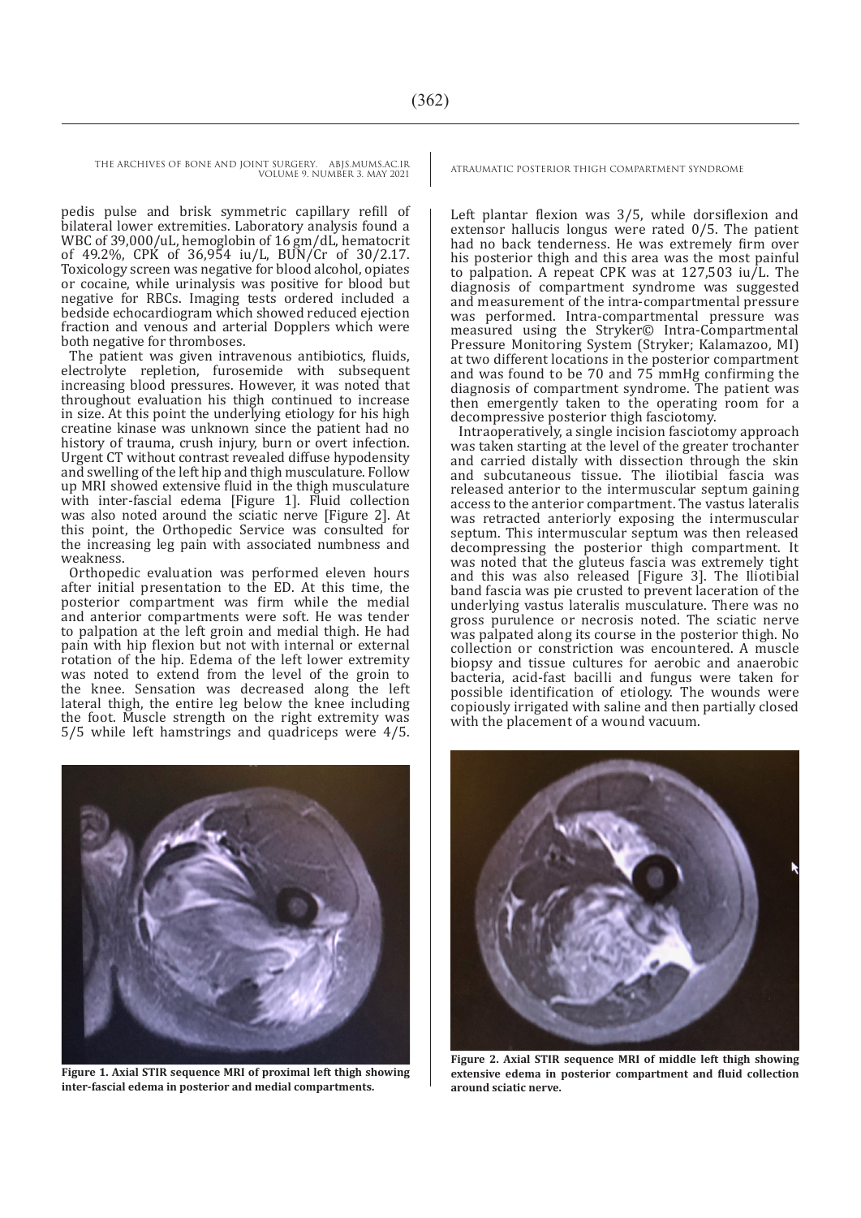pedis pulse and brisk symmetric capillary refill of bilateral lower extremities. Laboratory analysis found a WBC of 39,000/uL, hemoglobin of 16 gm/dL, hematocrit of 49.2%, CPK of 36,954 iu/L, BUN/Cr of 30/2.17. Toxicology screen was negative for blood alcohol, opiates or cocaine, while urinalysis was positive for blood but negative for RBCs. Imaging tests ordered included a bedside echocardiogram which showed reduced ejection fraction and venous and arterial Dopplers which were both negative for thromboses.

The patient was given intravenous antibiotics, fluids, electrolyte repletion, furosemide with subsequent increasing blood pressures. However, it was noted that throughout evaluation his thigh continued to increase in size. At this point the underlying etiology for his high creatine kinase was unknown since the patient had no history of trauma, crush injury, burn or overt infection. Urgent CT without contrast revealed diffuse hypodensity and swelling of the left hip and thigh musculature. Follow up MRI showed extensive fluid in the thigh musculature with inter-fascial edema [Figure 1]. Fluid collection was also noted around the sciatic nerve [Figure 2]. At this point, the Orthopedic Service was consulted for the increasing leg pain with associated numbness and weakness.

Orthopedic evaluation was performed eleven hours after initial presentation to the ED. At this time, the posterior compartment was firm while the medial and anterior compartments were soft. He was tender to palpation at the left groin and medial thigh. He had pain with hip flexion but not with internal or external rotation of the hip. Edema of the left lower extremity was noted to extend from the level of the groin to the knee. Sensation was decreased along the left lateral thigh, the entire leg below the knee including the foot. Muscle strength on the right extremity was 5/5 while left hamstrings and quadriceps were 4/5. Left plantar flexion was 3/5, while dorsiflexion and extensor hallucis longus were rated 0/5. The patient had no back tenderness. He was extremely firm over his posterior thigh and this area was the most painful to palpation. A repeat CPK was at 127,503 iu/L. The diagnosis of compartment syndrome was suggested and measurement of the intra-compartmental pressure was performed. Intra-compartmental pressure was measured using the Stryker© Intra-Compartmental Pressure Monitoring System (Stryker; Kalamazoo, MI) at two different locations in the posterior compartment and was found to be 70 and 75 mmHg confirming the diagnosis of compartment syndrome. The patient was then emergently taken to the operating room for a decompressive posterior thigh fasciotomy.

Intraoperatively, a single incision fasciotomy approach was taken starting at the level of the greater trochanter and carried distally with dissection through the skin and subcutaneous tissue. The iliotibial fascia was released anterior to the intermuscular septum gaining access to the anterior compartment. The vastus lateralis was retracted anteriorly exposing the intermuscular septum. This intermuscular septum was then released decompressing the posterior thigh compartment. It was noted that the gluteus fascia was extremely tight and this was also released [Figure 3]. The Iliotibial band fascia was pie crusted to prevent laceration of the underlying vastus lateralis musculature. There was no gross purulence or necrosis noted. The sciatic nerve was palpated along its course in the posterior thigh. No collection or constriction was encountered. A muscle biopsy and tissue cultures for aerobic and anaerobic bacteria, acid-fast bacilli and fungus were taken for possible identification of etiology. The wounds were copiously irrigated with saline and then partially closed with the placement of a wound vacuum.

**Figure 1. Axial STIR sequence MRI of proximal left thigh showing inter-fascial edema in posterior and medial compartments.**

**Figure 2. Axial STIR sequence MRI of middle left thigh showing extensive edema in posterior compartment and fluid collection around sciatic nerve.**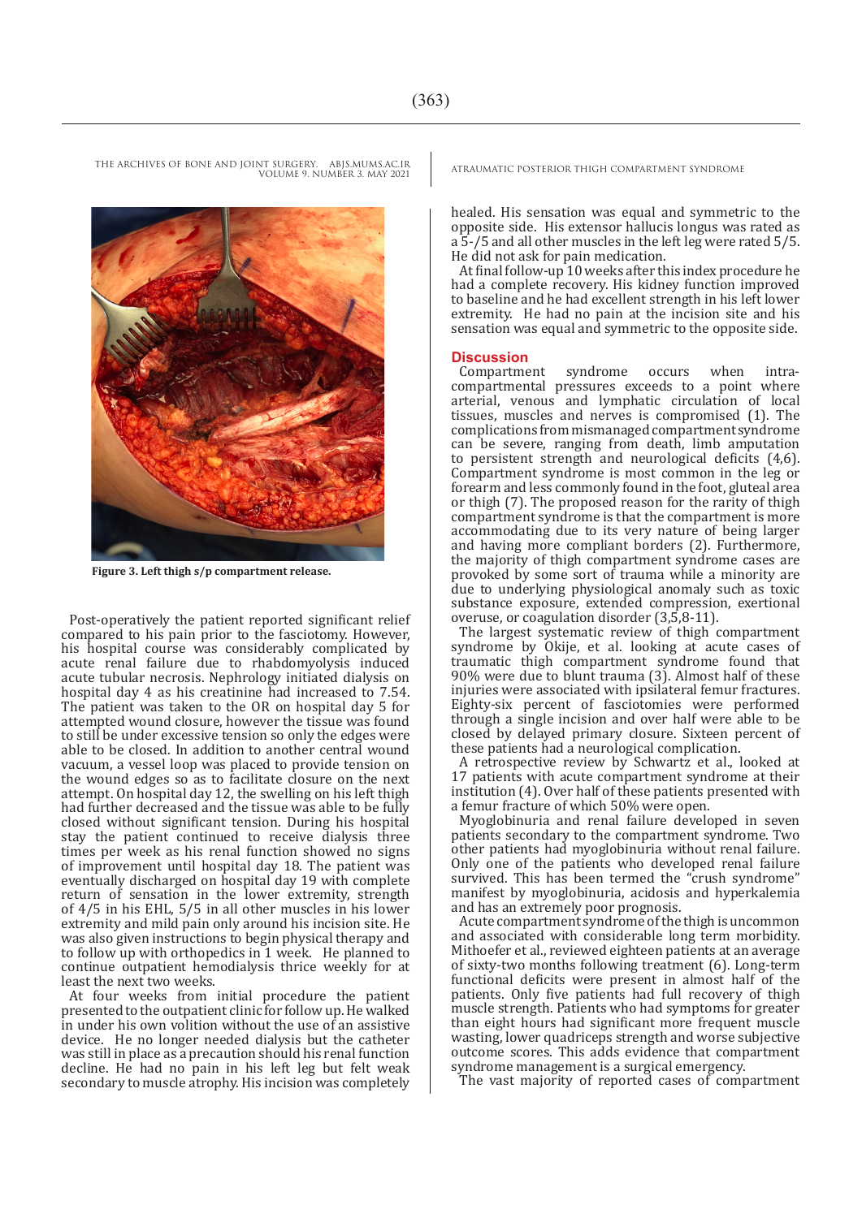Figure 3. Left thigh s/p compartment release.

Post-operatively the patient reported significant relief compared to his pain prior to the fasciotomy. However, his hospital course was considerably complicated by acute renal failure due to rhabdomyolysis induced acute tubular necrosis. Nephrology initiated dialysis on hospital day 4 as his creatinine had increased to 7.54. The patient was taken to the OR on hospital day 5 for attempted wound closure, however the tissue was found to still be under excessive tension so only the edges were able to be closed. In addition to another central wound vacuum, a vessel loop was placed to provide tension on the wound edges so as to facilitate closure on the next attempt. On hospital day 12, the swelling on his left thigh had further decreased and the tissue was able to be fully closed without significant tension. During his hospital stay the patient continued to receive dialysis three times per week as his renal function showed no signs of improvement until hospital day 18. The patient was eventually discharged on hospital day 19 with complete return of sensation in the lower extremity, strength of 4/5 in his EHL, 5/5 in all other muscles in his lower extremity and mild pain only around his incision site. He was also given instructions to begin physical therapy and to follow up with orthopedics in 1 week. He planned to continue outpatient hemodialysis thrice weekly for at least the next two weeks.

At four weeks from initial procedure the patient presented to the outpatient clinic for follow up. He walked in under his own volition without the use of an assistive device. He no longer needed dialysis but the catheter was still in place as a precaution should his renal function decline. He had no pain in his left leg but felt weak secondary to muscle atrophy. His incision was completely healed. His sensation was equal and symmetric to the opposite side. His extensor hallucis longus was rated as a 5-/5 and all other muscles in the left leg were rated 5/5. He did not ask for pain medication.

At final follow-up 10 weeks after this index procedure he had a complete recovery. His kidney function improved to baseline and he had excellent strength in his left lower extremity. He had no pain at the incision site and his sensation was equal and symmetric to the opposite side.

## Discussion

Compartment syndrome occurs when intra-compartmental pressures exceeds to a point where arterial, venous and lymphatic circulation of local tissues, muscles and nerves is compromised (1). The complications from mismanaged compartment syndrome can be severe, ranging from death, limb amputation to persistent strength and neurological deficits (4,6). Compartment syndrome is most common in the leg or forearm and less commonly found in the foot, gluteal area or thigh (7). The proposed reason for the rarity of thigh compartment syndrome is that the compartment is more accommodating due to its very nature of being larger and having more compliant borders (2). Furthermore, the majority of thigh compartment syndrome cases are provoked by some sort of trauma while a minority are due to underlying physiological anomaly such as toxic substance exposure, extended compression, exertional overuse, or coagulation disorder (3,5,8-11).

The largest systematic review of thigh compartment syndrome by Okije, et al. looking at acute cases of traumatic thigh compartment syndrome found that 90% were due to blunt trauma (3). Almost half of these injuries were associated with ipsilateral femur fractures. Eighty-six percent of fasciotomies were performed through a single incision and over half were able to be closed by delayed primary closure. Sixteen percent of these patients had a neurological deficit.

A retrospective review by Schwartz et al., looked at 17 patients with acute compartment syndrome at their institution (4). Over half of these patients presented with a femur fracture of which 50% were open.

Myoglobinuria and renal failure developed in seven patients secondary to the compartment syndrome. Two other patients had myoglobinuria without renal failure. Only one of the patients who developed renal failure survived. This has been termed the "crush syndrome" manifest by myoglobinuria, acidosis and hyperkalemia and has an extremely poor prognosis.

Acute compartment syndrome of the thigh is uncommon and associated with considerable long term morbidity. Mithoefer et al., reviewed eighteen patients at an average of sixty-two months following treatment (6). Long-term functional deficits were present in almost half of the patients. Only five patients had full recovery of thigh muscle strength. Patients who had symptoms for greater than eight hours had significant more frequent muscle wasting, lower quadriceps strength and worse subjective outcome scores. This adds evidence that compartment syndrome management is a surgical emergency.

The vast majority of reported cases of compartment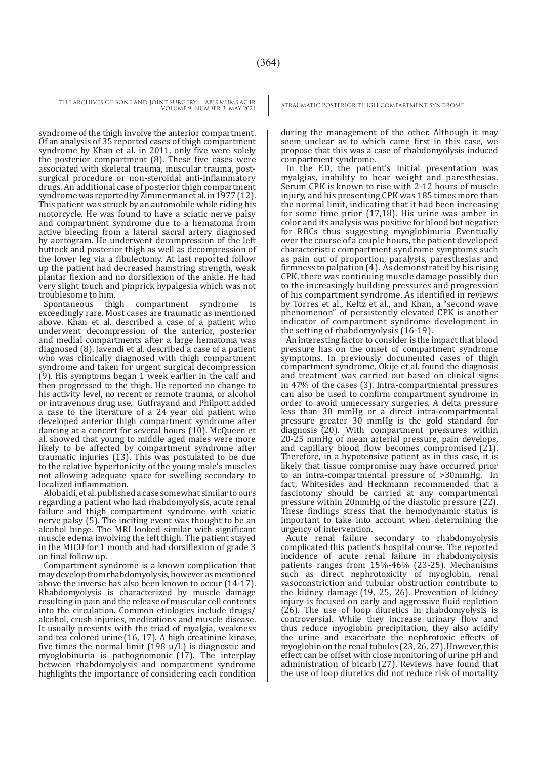syndrome of the thigh involve the anterior compartment. Of an analysis of 35 reported cases of thigh compartment syndrome by Khan et al. in 2011, only five were solely the posterior compartment (8). These five cases were associated with skeletal trauma, muscular trauma, post-surgical procedure or non-steroidal anti-inflammatory drugs. An additional case of posterior thigh compartment syndrome was reported by Zimmerman et al. in 1977 (12). This patient was struck by an automobile while riding his motorcycle. He was found to have a sciatic nerve palsy and compartment syndrome due to a hematoma from active bleeding from a lateral sacral artery diagnosed by aortogram. He underwent decompression of the left buttock and posterior thigh as well as decompression of the lower leg via a fibulectomy. At last reported follow up the patient had decreased hamstring strength, weak plantar flexion and no dorsiflexion of the ankle. He had very slight touch and pinprick hypalgesia which was not troublesome to him.

Spontaneous thigh compartment syndrome is exceedingly rare. Most cases are traumatic as mentioned above. Khan et al. described a case of a patient who underwent decompression of the anterior, posterior and medial compartments after a large hematoma was diagnosed (8). Javendi et al. described a case of a patient who was clinically diagnosed with thigh compartment syndrome and taken for urgent surgical decompression (9). His symptoms began 1 week earlier in the calf and then progressed to the thigh. He reported no change to his activity level, no recent or remote trauma, or alcohol or intravenous drug use. Gutfrayand and Philpott added a case to the literature of a 24 year old patient who developed anterior thigh compartment syndrome after dancing at a concert for several hours (10). McQueen et al. showed that young to middle aged males were more likely to be affected by compartment syndrome after traumatic injuries (13). This was postulated to be due to the relative hypertonicity of the young male's muscles not allowing adequate space for swelling secondary to localized inflammation.

Alobaidi, et al. published a case somewhat similar to ours regarding a patient who had rhabdomyolysis, acute renal failure and thigh compartment syndrome with sciatic nerve palsy (5). The inciting event was thought to be an alcohol binge. The MRI looked similar with significant muscle edema involving the left thigh. The patient stayed in the MICU for 1 month and had dorsiflexion of grade 3 on final follow up.

Compartment syndrome is a known complication that may develop from rhabdomyolysis, however as mentioned above the inverse has also been known to occur (14-17). Rhabdomyolysis is characterized by muscle damage resulting in pain and the release of muscular cell contents into the circulation. Common etiologies include drugs/alcohol, crush injuries, medications and muscle disease. It usually presents with the triad of myalgia, weakness and tea colored urine (16, 17). A high creatinine kinase, five times the normal limit (198 u/L) is diagnostic and myoglobinuria is pathognomonic (17). The interplay between rhabdomyolysis and compartment syndrome highlights the importance of considering each condition during the management of the other. Although it may seem unclear as to which came first in this case, we propose that this was a case of rhabdomyolysis induced compartment syndrome.

In the ED, the patient's initial presentation was myalgias, inability to bear weight and paresthesias. Serum CPK is known to rise with 2-12 hours of muscle injury, and his presenting CPK was 185 times more than the normal limit, indicating that it had been increasing for some time prior (17,18). His urine was amber in color and its analysis was positive for blood but negative for RBCs thus suggesting myoglobinuria Eventually over the course of a couple hours, the patient developed characteristic compartment syndrome symptoms such as pain out of proportion, paralysis, paresthesias and firmness to palpation (4). As demonstrated by his rising CPK, there was continuing muscle damage possibly due to the increasingly building pressures and progression of his compartment syndrome. As identified in reviews by Torres et al., Keltz et al., and Khan, a "second wave phenomenon" of persistently elevated CPK is another indicator of compartment syndrome development in the setting of rhabdomyolysis (16-19).

An interesting factor to consider is the impact that blood pressure has on the onset of compartment syndrome symptoms. In previously documented cases of thigh compartment syndrome, Okije et al. found the diagnosis and treatment was carried out based on clinical signs in 47% of the cases (3). Intra-compartmental pressures can also be used to confirm compartment syndrome in order to avoid unnecessary surgeries. A delta pressure less than 30 mmHg or a direct intra-compartmental pressure greater 30 mmHg is the gold standard for diagnosis (20). With compartment pressures within 20-25 mmHg of mean arterial pressure, pain develops, and capillary blood flow becomes compromised (21). Therefore, in a hypotensive patient as in this case, it is likely that tissue compromise may have occurred prior to an intra-compartmental pressure of >30mmHg. In fact, Whitesides and Heckmann recommended that a fasciotomy should be carried at any compartmental pressure within 20mmHg of the diastolic pressure (22). These findings stress that the hemodynamic status is important to take into account when determining the urgency of intervention.

Acute renal failure secondary to rhabdomyolysis complicated this patient's hospital course. The reported incidence of acute renal failure in rhabdomyolysis patients ranges from 15%-46% (23-25). Mechanisms such as direct nephrotoxicity of myoglobin, renal vasoconstriction and tubular obstruction contribute to the kidney damage (19, 25, 26). Prevention of kidney injury is focused on early and aggressive fluid repletion (26). The use of loop diuretics in rhabdomyolysis is controversial. While they increase urinary flow and thus reduce myoglobin precipitation, they also acidify the urine and exacerbate the nephrotoxic effects of myoglobin on the renal tubules (23, 26, 27). However, this effect can be offset with close monitoring of urine pH and administration of bicarb (27). Reviews have found that the use of loop diuretics did not reduce risk of mortality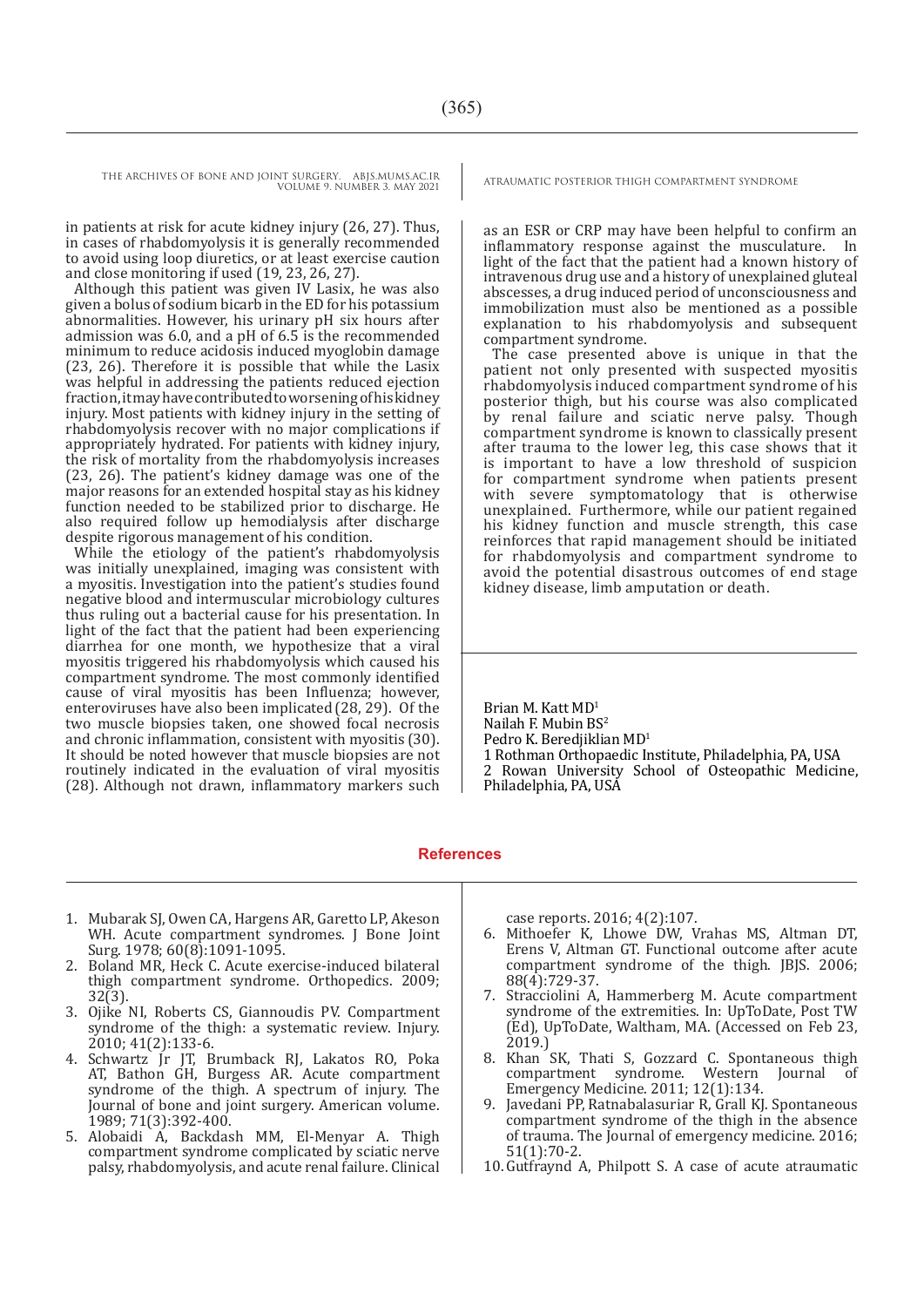in patients at risk for acute kidney injury (26, 27). Thus, in cases of rhabdomyolysis it is generally recommended to avoid using loop diuretics, or at least exercise caution and close monitoring if used (19, 23, 26, 27).

Although this patient was given IV Lasix, he was also given a bolus of sodium bicarb in the ED for his potassium abnormalities. However, his urinary pH six hours after admission was 6.0, and a pH of 6.5 is the recommended minimum to reduce acidosis induced myoglobin damage (23, 26). Therefore it is possible that while the Lasix was helpful in addressing the patients reduced ejection fraction, it may have contributed to worsening of his kidney injury. Most patients with kidney injury in the setting of rhabdomyolysis recover with no major complications if appropriately hydrated. For patients with kidney injury, the risk of mortality from the rhabdomyolysis increases (23, 26). The patient's kidney damage was one of the major reasons for an extended hospital stay as his kidney function needed to be stabilized prior to discharge. He also required follow up hemodialysis after discharge despite rigorous management of his condition.

While the etiology of the patient's rhabdomyolysis was initially unexplained, imaging was consistent with a myositis. Investigation into the patient's studies found negative blood and intermuscular microbiology cultures thus ruling out a bacterial cause for his presentation. In light of the fact that the patient had been experiencing diarrhea for one month, we hypothesize that a viral myositis triggered his rhabdomyolysis which caused his compartment syndrome. The most commonly identified cause of viral myositis has been Influenza; however, enteroviruses have also been implicated (28, 29). Of the two muscle biopsies taken, one showed focal necrosis and chronic inflammation, consistent with myositis (30). It should be noted however that muscle biopsies are not routinely indicated in the evaluation of viral myositis (28). Although not drawn, inflammatory markers such as an ESR or CRP may have been helpful to confirm an inflammatory response against the musculature. In light of the fact that the patient had a known history of intravenous drug use and a history of unexplained gluteal abscesses, a drug induced period of unconsciousness and immobilization must also be mentioned as a possible explanation to his rhabdomyolysis and subsequent compartment syndrome.

The case presented above is unique in that the patient not only presented with suspected myositis rhabdomyolysis induced compartment syndrome of his posterior thigh, but his course was also complicated by renal failure and sciatic nerve palsy. Though compartment syndrome is known to classically present after trauma to the lower leg, this case shows that it is important to have a low threshold of suspicion for compartment syndrome when patients present with severe symptomatology that is otherwise unexplained. Furthermore, while our patient regained his kidney function and muscle strength, this case reinforces that rapid management should be initiated for rhabdomyolysis and compartment syndrome to avoid the potential disastrous outcomes of end stage kidney disease, limb amputation or death.

Brian M. Katt MD[1]
Nailah F. Mubin BS[2]
Pedro K. Beredjiklian MD[1]
1 Rothman Orthopaedic Institute, Philadelphia, PA, USA
2 Rowan University School of Osteopathic Medicine, Philadelphia, PA, USA

## References

1. Mubarak SJ, Owen CA, Hargens AR, Garetto LP, Akeson WH. Acute compartment syndromes. J Bone Joint Surg. 1978; 60(8):1091-1095.
2. Boland MR, Heck C. Acute exercise-induced bilateral thigh compartment syndrome. Orthopedics. 2009; 32(3).
3. Ojike NI, Roberts CS, Giannoudis PV. Compartment syndrome of the thigh: a systematic review. Injury. 2010; 41(2):133-6.
4. Schwartz Jr JT, Brumback RJ, Lakatos RO, Poka AT, Bathon GH, Burgess AR. Acute compartment syndrome of the thigh. A spectrum of injury. The Journal of bone and joint surgery. American volume. 1989; 71(3):392-400.
5. Alobaidi A, Backdash MM, El-Menyar A. Thigh compartment syndrome complicated by sciatic nerve palsy, rhabdomyolysis, and acute renal failure. Clinical case reports. 2016; 4(2):107.
6. Mithoefer K, Lhowe DW, Vrahas MS, Altman DT, Erens V, Altman GT. Functional outcome after acute compartment syndrome of the thigh. JBJS. 2006; 88(4):729-37.
7. Stracciolini A, Hammerberg M. Acute compartment syndrome of the extremities. In: UpToDate, Post TW (Ed), UpToDate, Waltham, MA. (Accessed on Feb 23, 2019.)
8. Khan SK, Thati S, Gozzard C. Spontaneous thigh compartment syndrome. Western Journal of Emergency Medicine. 2011; 12(1):134.
9. Javedani PP, Ratnabalasuriar R, Grall KJ. Spontaneous compartment syndrome of the thigh in the absence of trauma. The Journal of emergency medicine. 2016; 51(1):70-2.
10. Gutfraynd A, Philpott S. A case of acute atraumatic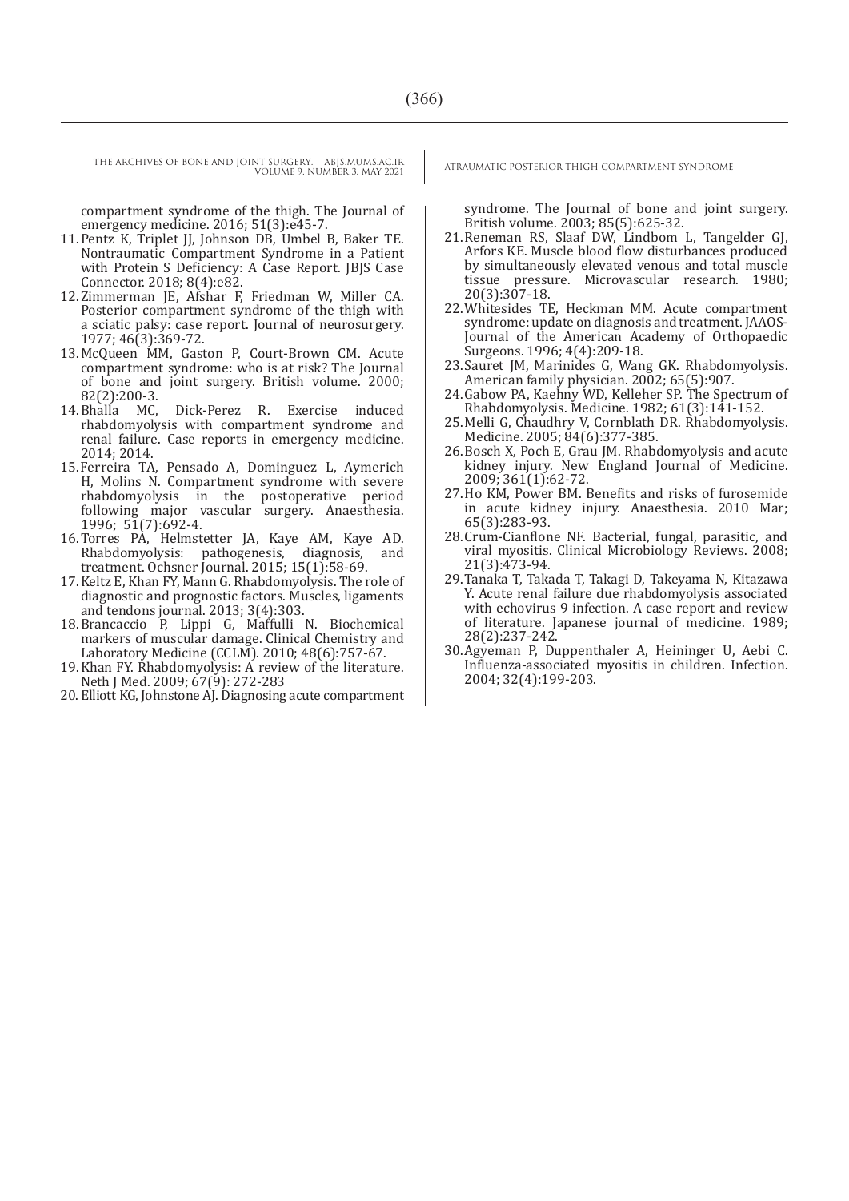compartment syndrome of the thigh. The Journal of emergency medicine. 2016; 51(3):e45-7.

11. Pentz K, Triplet JJ, Johnson DB, Umbel B, Baker TE. Nontraumatic Compartment Syndrome in a Patient with Protein S Deficiency: A Case Report. JBJS Case Connector. 2018; 8(4):e82.
12. Zimmerman JE, Afshar F, Friedman W, Miller CA. Posterior compartment syndrome of the thigh with a sciatic palsy: case report. Journal of neurosurgery. 1977; 46(3):369-72.
13. McQueen MM, Gaston P, Court-Brown CM. Acute compartment syndrome: who is at risk? The Journal of bone and joint surgery. British volume. 2000; 82(2):200-3.
14. Bhalla MC, Dick-Perez R. Exercise induced rhabdomyolysis with compartment syndrome and renal failure. Case reports in emergency medicine. 2014; 2014.
15. Ferreira TA, Pensado A, Dominguez L, Aymerich H, Molins N. Compartment syndrome with severe rhabdomyolysis in the postoperative period following major vascular surgery. Anaesthesia. 1996; 51(7):692-4.
16. Torres PA, Helmstetter JA, Kaye AM, Kaye AD. Rhabdomyolysis: pathogenesis, diagnosis, and treatment. Ochsner Journal. 2015; 15(1):58-69.
17. Keltz E, Khan FY, Mann G. Rhabdomyolysis. The role of diagnostic and prognostic factors. Muscles, ligaments and tendons journal. 2013; 3(4):303.
18. Brancaccio P, Lippi G, Maffulli N. Biochemical markers of muscular damage. Clinical Chemistry and Laboratory Medicine (CCLM). 2010; 48(6):757-67.
19. Khan FY. Rhabdomyolysis: A review of the literature. Neth J Med. 2009; 67(9): 272-283
20. Elliott KG, Johnstone AJ. Diagnosing acute compartment syndrome. The Journal of bone and joint surgery. British volume. 2003; 85(5):625-32.
21. Reneman RS, Slaaf DW, Lindbom L, Tangelder GJ, Arfors KE. Muscle blood flow disturbances produced by simultaneously elevated venous and total muscle tissue pressure. Microvascular research. 1980; 20(3):307-18.
22. Whitesides TE, Heckman MM. Acute compartment syndrome: update on diagnosis and treatment. JAAOS-Journal of the American Academy of Orthopaedic Surgeons. 1996; 4(4):209-18.
23. Sauret JM, Marinides G, Wang GK. Rhabdomyolysis. American family physician. 2002; 65(5):907.
24. Gabow PA, Kaehny WD, Kelleher SP. The Spectrum of Rhabdomyolysis. Medicine. 1982; 61(3):141-152.
25. Melli G, Chaudhry V, Cornblath DR. Rhabdomyolysis. Medicine. 2005; 84(6):377-385.
26. Bosch X, Poch E, Grau JM. Rhabdomyolysis and acute kidney injury. New England Journal of Medicine. 2009; 361(1):62-72.
27. Ho KM, Power BM. Benefits and risks of furosemide in acute kidney injury. Anaesthesia. 2010 Mar; 65(3):283-93.
28. Crum-Cianflone NF. Bacterial, fungal, parasitic, and viral myositis. Clinical Microbiology Reviews. 2008; 21(3):473-94.
29. Tanaka T, Takada T, Takagi D, Takeyama N, Kitazawa Y. Acute renal failure due rhabdomyolysis associated with echovirus 9 infection. A case report and review of literature. Japanese journal of medicine. 1989; 28(2):237-242.
30. Agyeman P, Duppenthaler A, Heininger U, Aebi C. Influenza-associated myositis in children. Infection. 2004; 32(4):199-203.